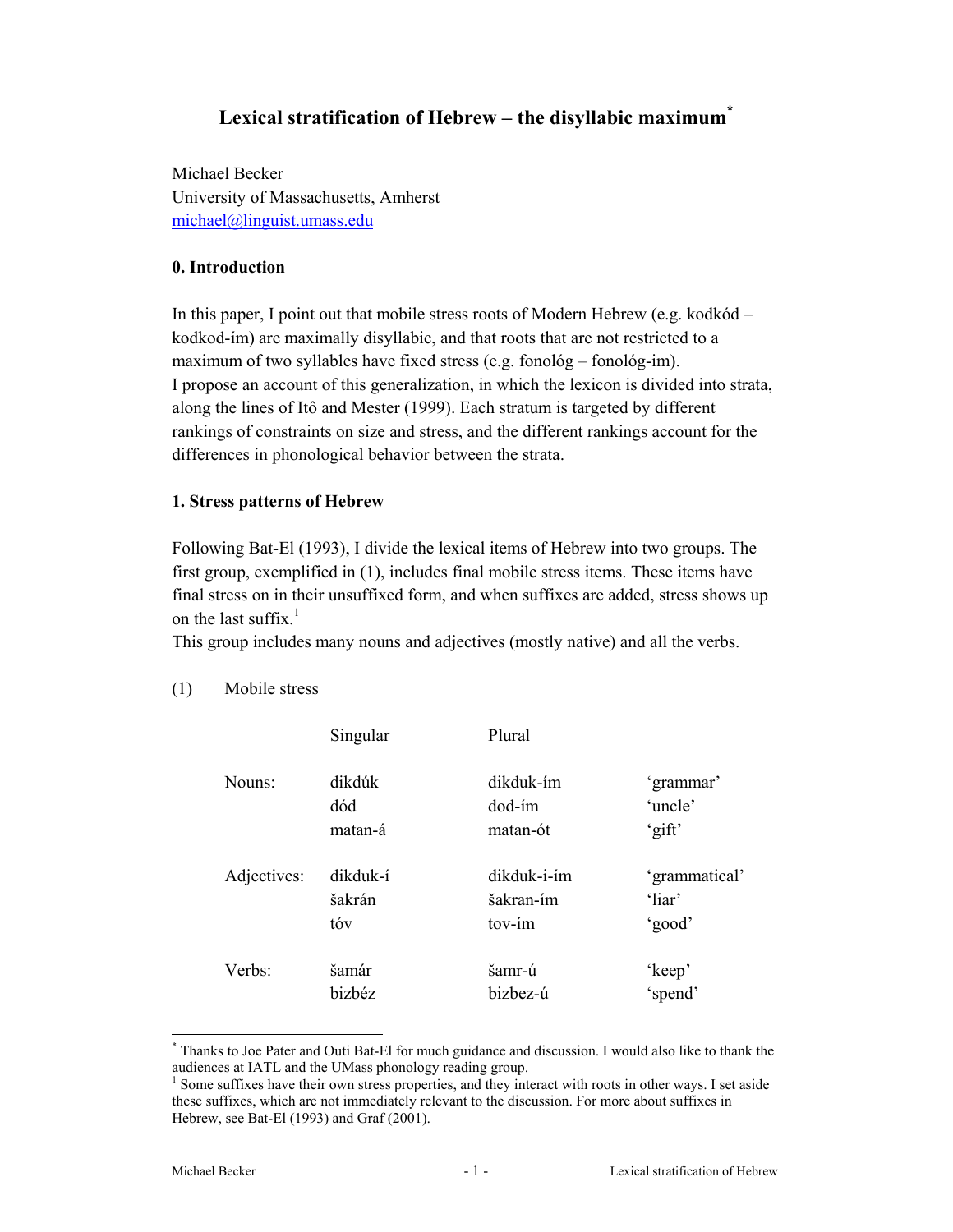# Lexical stratification of Hebrew – the disyllabic maximum*

Michael Becker
University of Massachusetts, Amherst
michael@linguist.umass.edu

## 0. Introduction

In this paper, I point out that mobile stress roots of Modern Hebrew (e.g. kodkód – kodkod-ím) are maximally disyllabic, and that roots that are not restricted to a maximum of two syllables have fixed stress (e.g. fonológ – fonológ-im).
I propose an account of this generalization, in which the lexicon is divided into strata, along the lines of Itô and Mester (1999). Each stratum is targeted by different rankings of constraints on size and stress, and the different rankings account for the differences in phonological behavior between the strata.

## 1. Stress patterns of Hebrew

Following Bat-El (1993), I divide the lexical items of Hebrew into two groups. The first group, exemplified in (1), includes final mobile stress items. These items have final stress on in their unsuffixed form, and when suffixes are added, stress shows up on the last suffix.[1]
This group includes many nouns and adjectives (mostly native) and all the verbs.

(1) Mobile stress

| | Singular | Plural | |
|---|---|---|---|
| Nouns: | dikdúk | dikduk-ím | 'grammar' |
| | dód | dod-ím | 'uncle' |
| | matan-á | matan-ót | 'gift' |
| Adjectives: | dikduk-í | dikduk-i-ím | 'grammatical' |
| | šakrán | šakran-ím | 'liar' |
| | tóv | tov-ím | 'good' |
| Verbs: | šamár | šamr-ú | 'keep' |
| | bizbéz | bizbez-ú | 'spend' |

---

* Thanks to Joe Pater and Outi Bat-El for much guidance and discussion. I would also like to thank the audiences at IATL and the UMass phonology reading group.

[1] Some suffixes have their own stress properties, and they interact with roots in other ways. I set aside these suffixes, which are not immediately relevant to the discussion. For more about suffixes in Hebrew, see Bat-El (1993) and Graf (2001).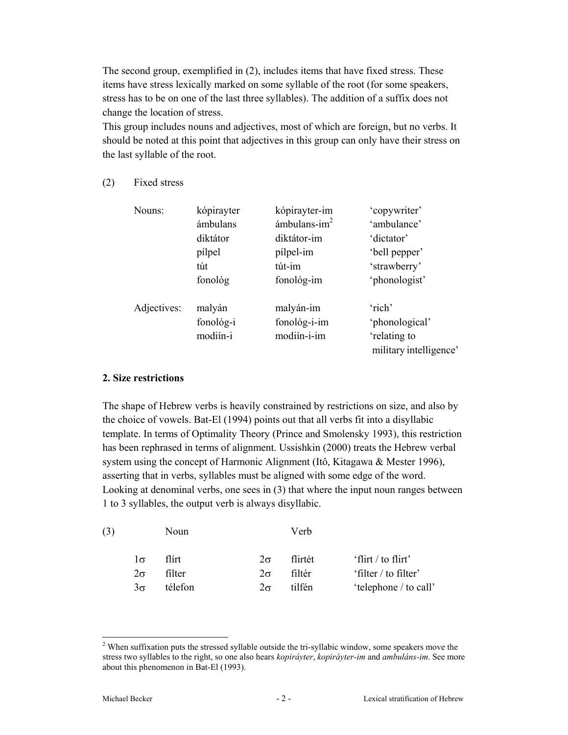The second group, exemplified in (2), includes items that have fixed stress. These items have stress lexically marked on some syllable of the root (for some speakers, stress has to be on one of the last three syllables). The addition of a suffix does not change the location of stress.
This group includes nouns and adjectives, most of which are foreign, but no verbs. It should be noted at this point that adjectives in this group can only have their stress on the last syllable of the root.

(2) Fixed stress

| | | | |
|---|---|---|---|
| Nouns: | kópirayter | kópirayter-im | 'copywriter' |
| | ámbulans | ámbulans-im[2] | 'ambulance' |
| | diktátor | diktátor-im | 'dictator' |
| | pílpel | pílpel-im | 'bell pepper' |
| | tút | tút-im | 'strawberry' |
| | fonológ | fonológ-im | 'phonologist' |
| Adjectives: | malyán | malyán-im | 'rich' |
| | fonológ-i | fonológ-i-im | 'phonological' |
| | modiín-i | modiín-i-im | 'relating to military intelligence' |

## 2. Size restrictions

The shape of Hebrew verbs is heavily constrained by restrictions on size, and also by the choice of vowels. Bat-El (1994) points out that all verbs fit into a disyllabic template. In terms of Optimality Theory (Prince and Smolensky 1993), this restriction has been rephrased in terms of alignment. Ussishkin (2000) treats the Hebrew verbal system using the concept of Harmonic Alignment (Itô, Kitagawa & Mester 1996), asserting that in verbs, syllables must be aligned with some edge of the word. Looking at denominal verbs, one sees in (3) that where the input noun ranges between 1 to 3 syllables, the output verb is always disyllabic.

(3)

| | Noun | | Verb | |
|---|---|---|---|---|
| 1σ | flírt | 2σ | flirtét | 'flirt / to flirt' |
| 2σ | filter | 2σ | filtér | 'filter / to filter' |
| 3σ | télefon | 2σ | tilfén | 'telephone / to call' |

[2] When suffixation puts the stressed syllable outside the tri-syllabic window, some speakers move the stress two syllables to the right, so one also hears *kopiráyter*, *kopiráyter-im* and *ambuláns-im*. See more about this phenomenon in Bat-El (1993).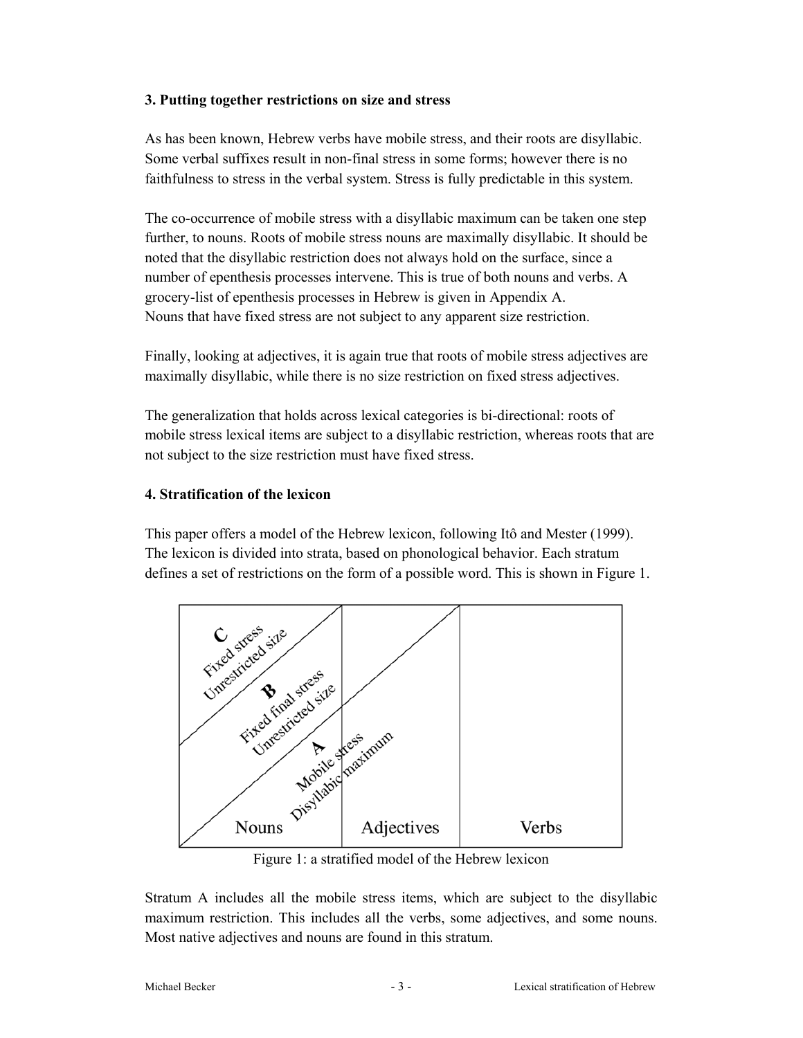### 3. Putting together restrictions on size and stress

As has been known, Hebrew verbs have mobile stress, and their roots are disyllabic. Some verbal suffixes result in non-final stress in some forms; however there is no faithfulness to stress in the verbal system. Stress is fully predictable in this system.

The co-occurrence of mobile stress with a disyllabic maximum can be taken one step further, to nouns. Roots of mobile stress nouns are maximally disyllabic. It should be noted that the disyllabic restriction does not always hold on the surface, since a number of epenthesis processes intervene. This is true of both nouns and verbs. A grocery-list of epenthesis processes in Hebrew is given in Appendix A.
Nouns that have fixed stress are not subject to any apparent size restriction.

Finally, looking at adjectives, it is again true that roots of mobile stress adjectives are maximally disyllabic, while there is no size restriction on fixed stress adjectives.

The generalization that holds across lexical categories is bi-directional: roots of mobile stress lexical items are subject to a disyllabic restriction, whereas roots that are not subject to the size restriction must have fixed stress.

### 4. Stratification of the lexicon

This paper offers a model of the Hebrew lexicon, following Itô and Mester (1999). The lexicon is divided into strata, based on phonological behavior. Each stratum defines a set of restrictions on the form of a possible word. This is shown in Figure 1.

C Fixed stress Unrestricted size

B Fixed final stress Unrestricted size

A Mobile stress Disyllabic maximum

Nouns | Adjectives | Verbs

Figure 1: a stratified model of the Hebrew lexicon

Stratum A includes all the mobile stress items, which are subject to the disyllabic maximum restriction. This includes all the verbs, some adjectives, and some nouns. Most native adjectives and nouns are found in this stratum.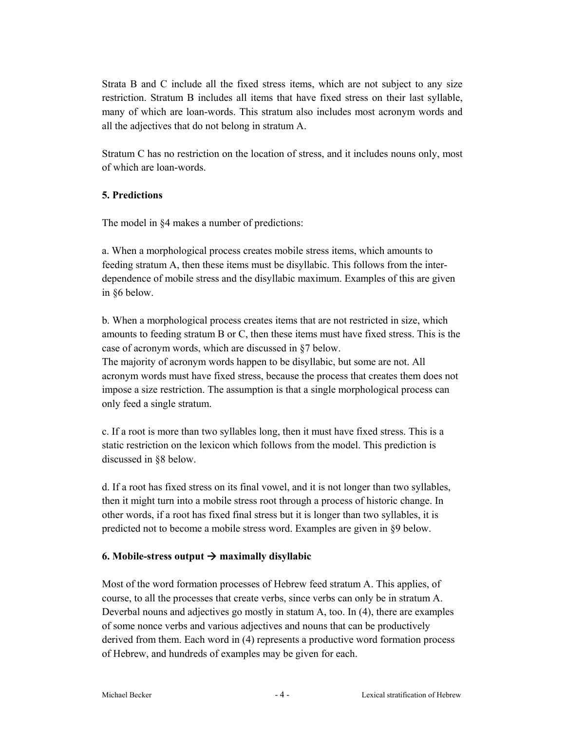Strata B and C include all the fixed stress items, which are not subject to any size restriction. Stratum B includes all items that have fixed stress on their last syllable, many of which are loan-words. This stratum also includes most acronym words and all the adjectives that do not belong in stratum A.

Stratum C has no restriction on the location of stress, and it includes nouns only, most of which are loan-words.

**5. Predictions**

The model in §4 makes a number of predictions:

a. When a morphological process creates mobile stress items, which amounts to feeding stratum A, then these items must be disyllabic. This follows from the inter-dependence of mobile stress and the disyllabic maximum. Examples of this are given in §6 below.

b. When a morphological process creates items that are not restricted in size, which amounts to feeding stratum B or C, then these items must have fixed stress. This is the case of acronym words, which are discussed in §7 below.
The majority of acronym words happen to be disyllabic, but some are not. All acronym words must have fixed stress, because the process that creates them does not impose a size restriction. The assumption is that a single morphological process can only feed a single stratum.

c. If a root is more than two syllables long, then it must have fixed stress. This is a static restriction on the lexicon which follows from the model. This prediction is discussed in §8 below.

d. If a root has fixed stress on its final vowel, and it is not longer than two syllables, then it might turn into a mobile stress root through a process of historic change. In other words, if a root has fixed final stress but it is longer than two syllables, it is predicted not to become a mobile stress word. Examples are given in §9 below.

**6. Mobile-stress output → maximally disyllabic**

Most of the word formation processes of Hebrew feed stratum A. This applies, of course, to all the processes that create verbs, since verbs can only be in stratum A. Deverbal nouns and adjectives go mostly in statum A, too. In (4), there are examples of some nonce verbs and various adjectives and nouns that can be productively derived from them. Each word in (4) represents a productive word formation process of Hebrew, and hundreds of examples may be given for each.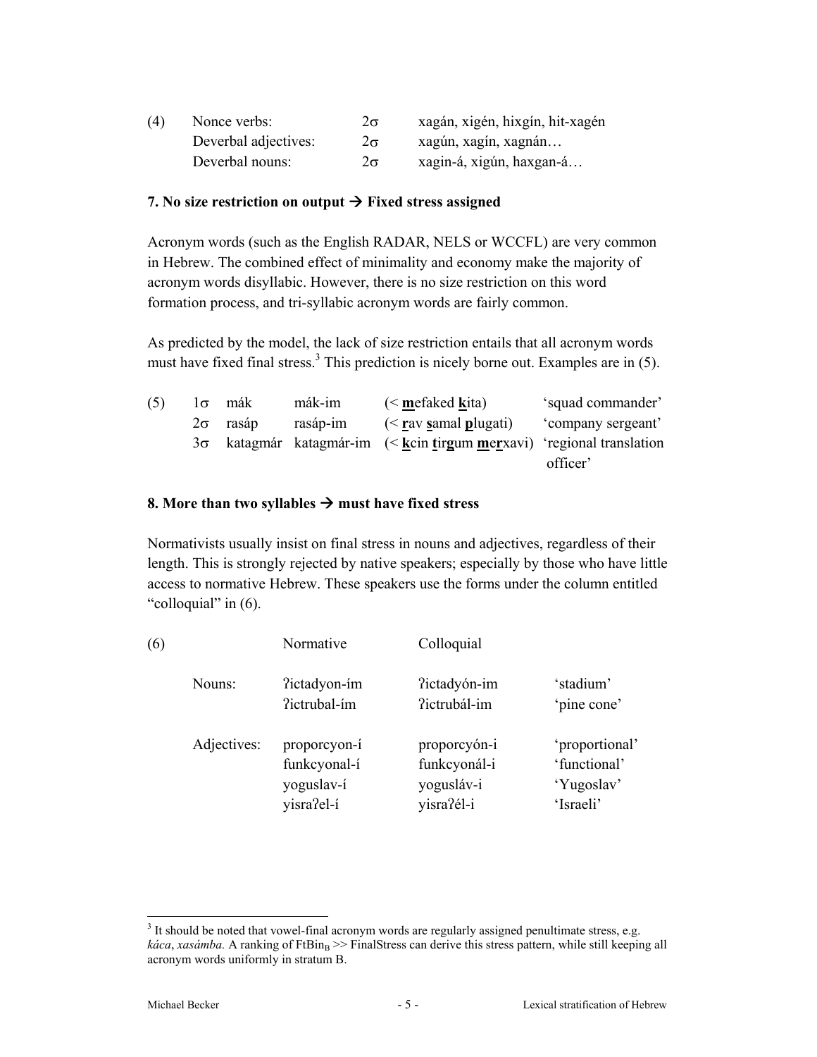| (4) | Nonce verbs: | 2σ | xagán, xigén, hixgín, hit-xagén |
|---|---|---|---|
| | Deverbal adjectives: | 2σ | xagún, xagín, xagnán… |
| | Deverbal nouns: | 2σ | xagin-á, xigún, haxgan-á… |

**7. No size restriction on output → Fixed stress assigned**

Acronym words (such as the English RADAR, NELS or WCCFL) are very common in Hebrew. The combined effect of minimality and economy make the majority of acronym words disyllabic. However, there is no size restriction on this word formation process, and tri-syllabic acronym words are fairly common.

As predicted by the model, the lack of size restriction entails that all acronym words must have fixed final stress.[3] This prediction is nicely borne out. Examples are in (5).

| (5) | 1σ | mák | mák-im | (< **m**efaked **k**ita) | 'squad commander' |
|---|---|---|---|---|---|
| | 2σ | rasáp | rasáp-im | (< **r**av **s**amal **p**lugati) | 'company sergeant' |
| | 3σ | katagmár | katagmár-im | (< **k**cin **t**ir**g**um **m**e**r**xavi) | 'regional translation officer' |

**8. More than two syllables → must have fixed stress**

Normativists usually insist on final stress in nouns and adjectives, regardless of their length. This is strongly rejected by native speakers; especially by those who have little access to normative Hebrew. These speakers use the forms under the column entitled "colloquial" in (6).

| (6) | Normative | Colloquial | |
|---|---|---|---|
| Nouns: | ʔictadyon-ím | ʔictadyón-im | 'stadium' |
| | ʔictrubal-ím | ʔictrubál-im | 'pine cone' |
| Adjectives: | proporcyon-í | proporcyón-i | 'proportional' |
| | funkcyonal-í | funkcyonál-i | 'functional' |
| | yoguslav-í | yogusláv-i | 'Yugoslav' |
| | yisraʔel-í | yisraʔél-i | 'Israeli' |

---

[3] It should be noted that vowel-final acronym words are regularly assigned penultimate stress, e.g. *káca*, *xasámba.* A ranking of $\text{FtBin}_B$ >> FinalStress can derive this stress pattern, while still keeping all acronym words uniformly in stratum B.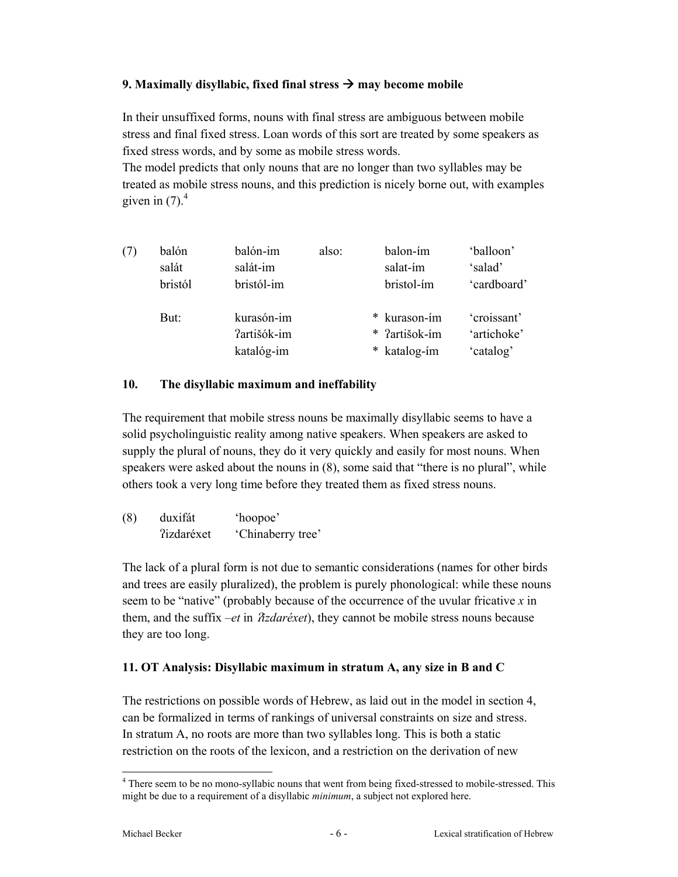### 9. Maximally disyllabic, fixed final stress → may become mobile

In their unsuffixed forms, nouns with final stress are ambiguous between mobile stress and final fixed stress. Loan words of this sort are treated by some speakers as fixed stress words, and by some as mobile stress words.
The model predicts that only nouns that are no longer than two syllables may be treated as mobile stress nouns, and this prediction is nicely borne out, with examples given in (7).[4]

| (7) | balón | balón-im | also: | balon-ím | ‘balloon’ |
|---|---|---|---|---|---|
| | salát | salát-im | | salat-ím | ‘salad’ |
| | bristól | bristól-im | | bristol-ím | ‘cardboard’ |
| | But: | kurasón-im | | * kurason-ím | ‘croissant’ |
| | | ʔartišók-im | | * ʔartišok-ím | ‘artichoke’ |
| | | katalóg-im | | * katalog-ím | ‘catalog’ |

### 10. The disyllabic maximum and ineffability

The requirement that mobile stress nouns be maximally disyllabic seems to have a solid psycholinguistic reality among native speakers. When speakers are asked to supply the plural of nouns, they do it very quickly and easily for most nouns. When speakers were asked about the nouns in (8), some said that “there is no plural”, while others took a very long time before they treated them as fixed stress nouns.

| (8) | duxifát | ‘hoopoe’ |
|---|---|---|
| | ʔizdaréxet | ‘Chinaberry tree’ |

The lack of a plural form is not due to semantic considerations (names for other birds and trees are easily pluralized), the problem is purely phonological: while these nouns seem to be “native” (probably because of the occurrence of the uvular fricative *x* in them, and the suffix *–et* in *ʔizdaréxet*), they cannot be mobile stress nouns because they are too long.

### 11. OT Analysis: Disyllabic maximum in stratum A, any size in B and C

The restrictions on possible words of Hebrew, as laid out in the model in section 4, can be formalized in terms of rankings of universal constraints on size and stress.
In stratum A, no roots are more than two syllables long. This is both a static restriction on the roots of the lexicon, and a restriction on the derivation of new

[4] There seem to be no mono-syllabic nouns that went from being fixed-stressed to mobile-stressed. This might be due to a requirement of a disyllabic *minimum*, a subject not explored here.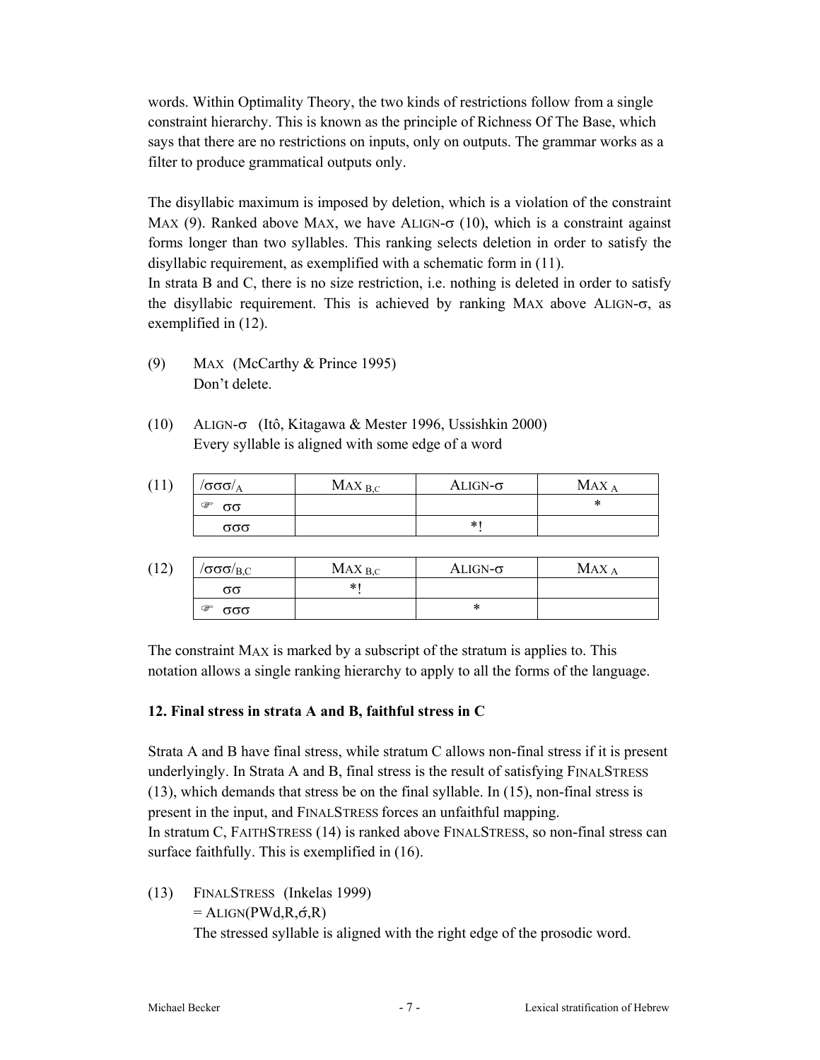words. Within Optimality Theory, the two kinds of restrictions follow from a single constraint hierarchy. This is known as the principle of Richness Of The Base, which says that there are no restrictions on inputs, only on outputs. The grammar works as a filter to produce grammatical outputs only.

The disyllabic maximum is imposed by deletion, which is a violation of the constraint MAX (9). Ranked above MAX, we have ALIGN-σ (10), which is a constraint against forms longer than two syllables. This ranking selects deletion in order to satisfy the disyllabic requirement, as exemplified with a schematic form in (11).
In strata B and C, there is no size restriction, i.e. nothing is deleted in order to satisfy the disyllabic requirement. This is achieved by ranking MAX above ALIGN-σ, as exemplified in (12).

(9) MAX (McCarthy & Prince 1995)
Don't delete.

(10) ALIGN-σ (Itô, Kitagawa & Mester 1996, Ussishkin 2000)
Every syllable is aligned with some edge of a word

(11)

| $/\sigma\sigma\sigma/_A$ | MAX $_{B,C}$ | ALIGN-σ | MAX $_A$ |
|---|---|---|---|
| ☞ σσ | | | * |
| σσσ | | *! | |

(12)

| $/\sigma\sigma\sigma/_{B,C}$ | MAX $_{B,C}$ | ALIGN-σ | MAX $_A$ |
|---|---|---|---|
| σσ | *! | | |
| ☞ σσσ | | * | |

The constraint MAX is marked by a subscript of the stratum is applies to. This notation allows a single ranking hierarchy to apply to all the forms of the language.

### 12. Final stress in strata A and B, faithful stress in C

Strata A and B have final stress, while stratum C allows non-final stress if it is present underlyingly. In Strata A and B, final stress is the result of satisfying FINALSTRESS (13), which demands that stress be on the final syllable. In (15), non-final stress is present in the input, and FINALSTRESS forces an unfaithful mapping.
In stratum C, FAITHSTRESS (14) is ranked above FINALSTRESS, so non-final stress can surface faithfully. This is exemplified in (16).

(13) FINALSTRESS (Inkelas 1999)
= ALIGN(PWd,R,σ́,R)
The stressed syllable is aligned with the right edge of the prosodic word.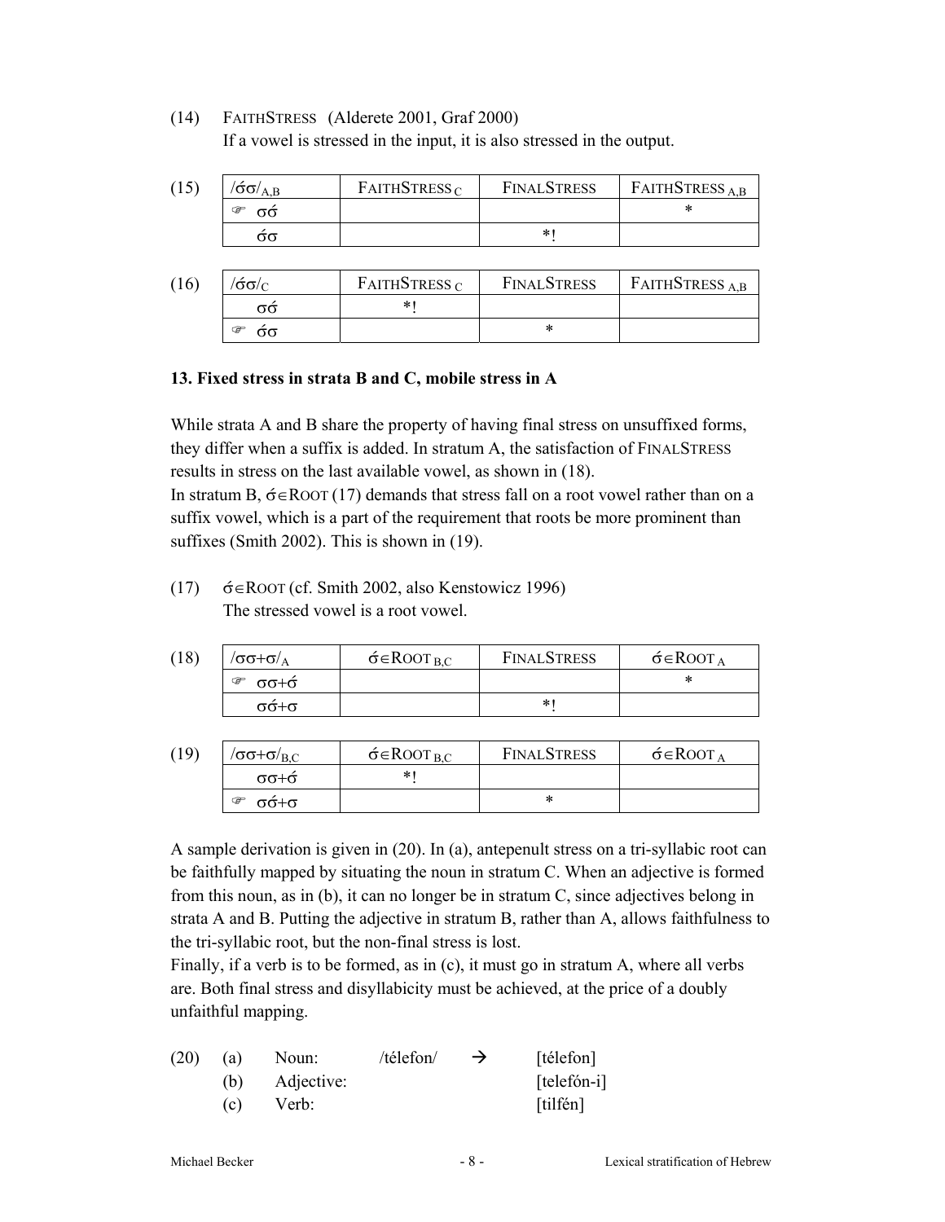(14) FAITHSTRESS (Alderete 2001, Graf 2000)
If a vowel is stressed in the input, it is also stressed in the output.

(15)

| /σ́σ/$_{A,B}$ | FAITHSTRESS $_{C}$ | FINALSTRESS | FAITHSTRESS $_{A,B}$ |
|---|---|---|---|
| ☞ σσ́ | | | * |
| σ́σ | | *! | |

(16)

| /σ́σ/$_{C}$ | FAITHSTRESS $_{C}$ | FINALSTRESS | FAITHSTRESS $_{A,B}$ |
|---|---|---|---|
| σσ́ | *! | | |
| ☞ σ́σ | | * | |

### 13. Fixed stress in strata B and C, mobile stress in A

While strata A and B share the property of having final stress on unsuffixed forms, they differ when a suffix is added. In stratum A, the satisfaction of FINALSTRESS results in stress on the last available vowel, as shown in (18).
In stratum B, σ́∈ROOT (17) demands that stress fall on a root vowel rather than on a suffix vowel, which is a part of the requirement that roots be more prominent than suffixes (Smith 2002). This is shown in (19).

(17) σ́∈ROOT (cf. Smith 2002, also Kenstowicz 1996)
The stressed vowel is a root vowel.

(18)

| /σσ+σ/$_{A}$ | σ́∈ROOT $_{B,C}$ | FINALSTRESS | σ́∈ROOT $_{A}$ |
|---|---|---|---|
| ☞ σσ+σ́ | | | * |
| σσ́+σ | | *! | |

(19)

| /σσ+σ/$_{B,C}$ | σ́∈ROOT $_{B,C}$ | FINALSTRESS | σ́∈ROOT $_{A}$ |
|---|---|---|---|
| σσ+σ́ | *! | | |
| ☞ σσ́+σ | | * | |

A sample derivation is given in (20). In (a), antepenult stress on a tri-syllabic root can be faithfully mapped by situating the noun in stratum C. When an adjective is formed from this noun, as in (b), it can no longer be in stratum C, since adjectives belong in strata A and B. Putting the adjective in stratum B, rather than A, allows faithfulness to the tri-syllabic root, but the non-final stress is lost.
Finally, if a verb is to be formed, as in (c), it must go in stratum A, where all verbs are. Both final stress and disyllabicity must be achieved, at the price of a doubly unfaithful mapping.

(20)
(a) Noun: /télefon/ → [télefon]
(b) Adjective: [telefón-i]
(c) Verb: [tilfén]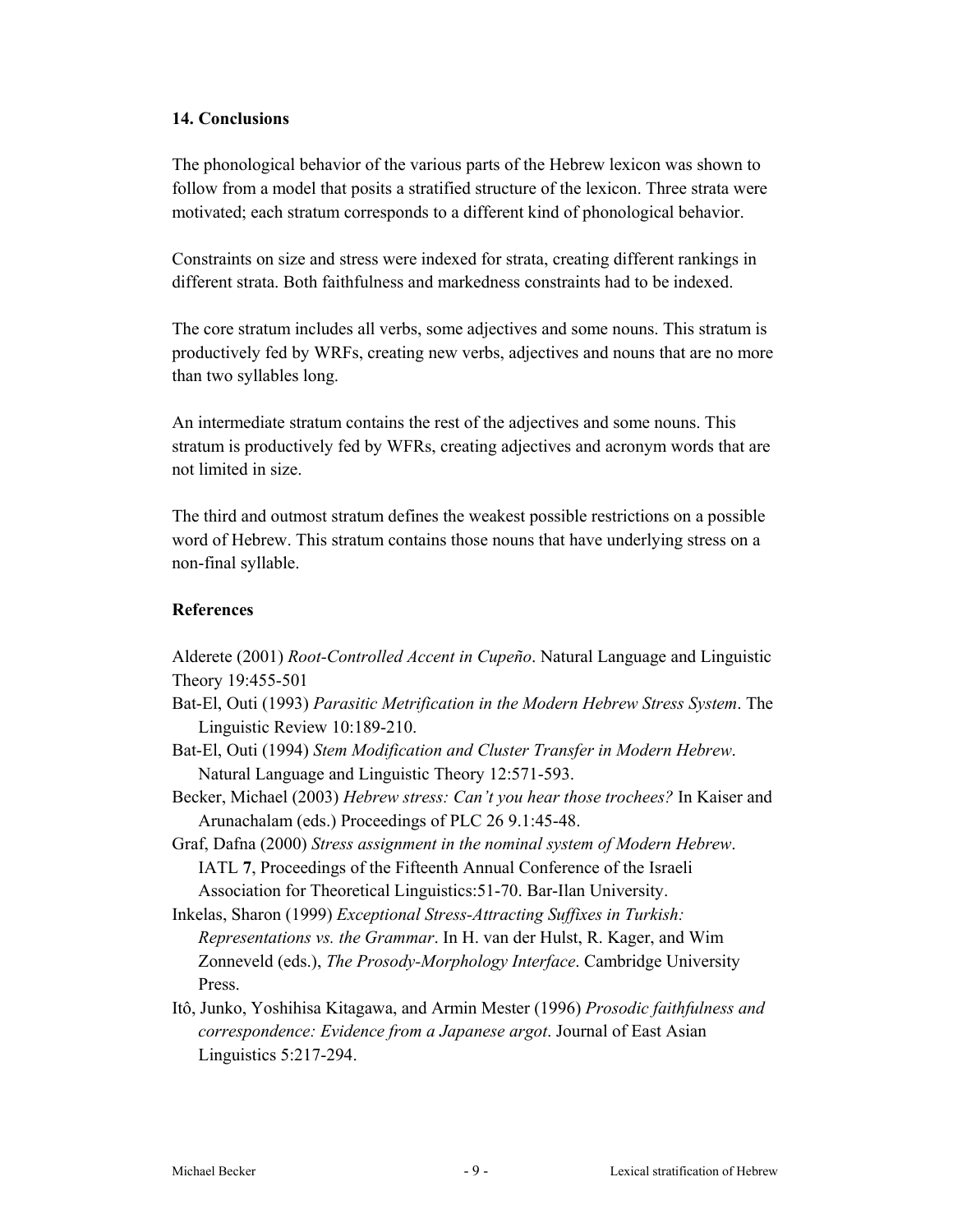## 14. Conclusions

The phonological behavior of the various parts of the Hebrew lexicon was shown to follow from a model that posits a stratified structure of the lexicon. Three strata were motivated; each stratum corresponds to a different kind of phonological behavior.

Constraints on size and stress were indexed for strata, creating different rankings in different strata. Both faithfulness and markedness constraints had to be indexed.

The core stratum includes all verbs, some adjectives and some nouns. This stratum is productively fed by WRFs, creating new verbs, adjectives and nouns that are no more than two syllables long.

An intermediate stratum contains the rest of the adjectives and some nouns. This stratum is productively fed by WFRs, creating adjectives and acronym words that are not limited in size.

The third and outmost stratum defines the weakest possible restrictions on a possible word of Hebrew. This stratum contains those nouns that have underlying stress on a non-final syllable.

## References

Alderete (2001) *Root-Controlled Accent in Cupeño*. Natural Language and Linguistic Theory 19:455-501

Bat-El, Outi (1993) *Parasitic Metrification in the Modern Hebrew Stress System*. The Linguistic Review 10:189-210.

Bat-El, Outi (1994) *Stem Modification and Cluster Transfer in Modern Hebrew*. Natural Language and Linguistic Theory 12:571-593.

Becker, Michael (2003) *Hebrew stress: Can't you hear those trochees?* In Kaiser and Arunachalam (eds.) Proceedings of PLC 26 9.1:45-48.

Graf, Dafna (2000) *Stress assignment in the nominal system of Modern Hebrew*. IATL **7**, Proceedings of the Fifteenth Annual Conference of the Israeli Association for Theoretical Linguistics:51-70. Bar-Ilan University.

Inkelas, Sharon (1999) *Exceptional Stress-Attracting Suffixes in Turkish: Representations vs. the Grammar*. In H. van der Hulst, R. Kager, and Wim Zonneveld (eds.), *The Prosody-Morphology Interface*. Cambridge University Press.

Itô, Junko, Yoshihisa Kitagawa, and Armin Mester (1996) *Prosodic faithfulness and correspondence: Evidence from a Japanese argot*. Journal of East Asian Linguistics 5:217-294.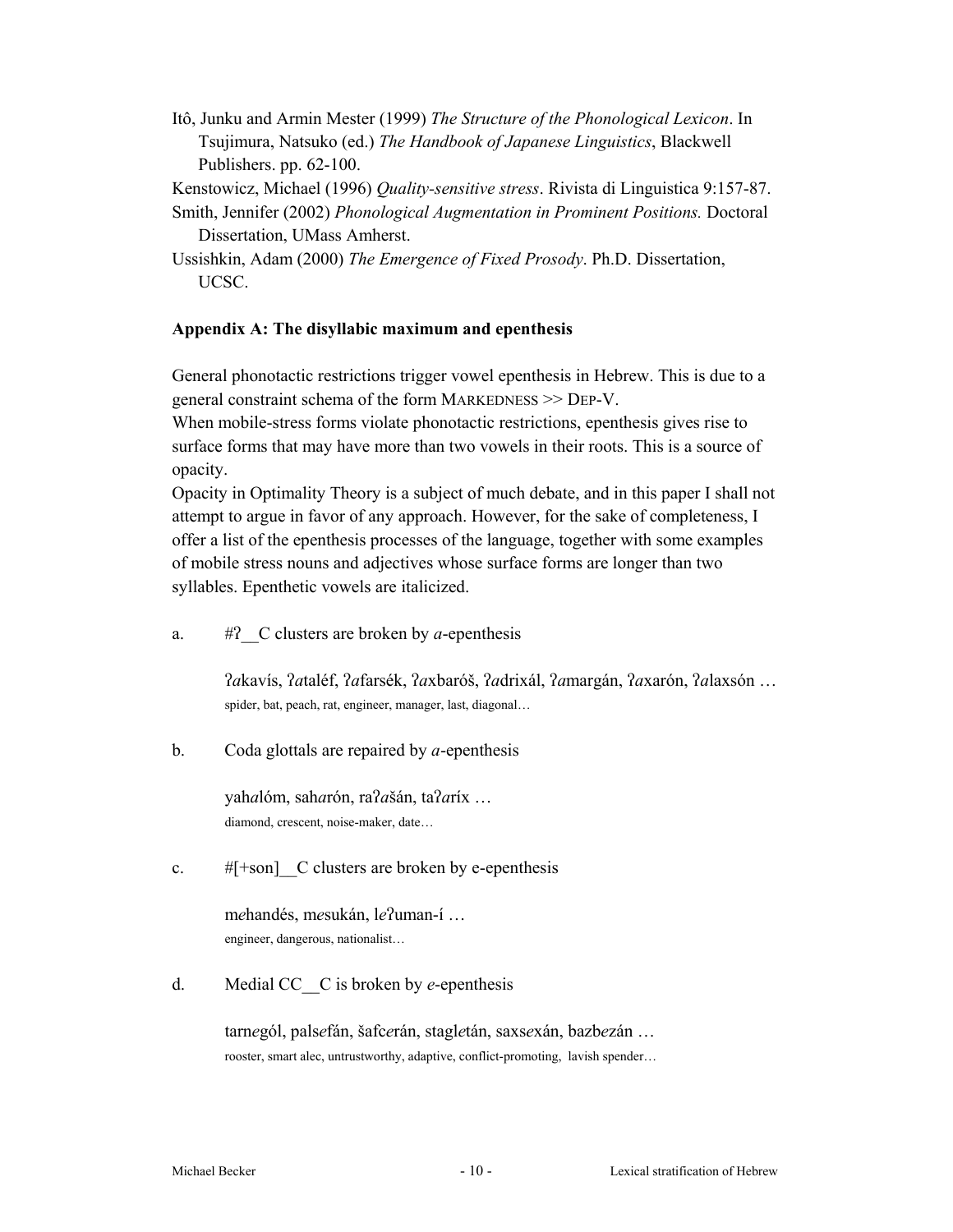Itô, Junku and Armin Mester (1999) *The Structure of the Phonological Lexicon*. In Tsujimura, Natsuko (ed.) *The Handbook of Japanese Linguistics*, Blackwell Publishers. pp. 62-100.

Kenstowicz, Michael (1996) *Quality-sensitive stress*. Rivista di Linguistica 9:157-87.

Smith, Jennifer (2002) *Phonological Augmentation in Prominent Positions.* Doctoral Dissertation, UMass Amherst.

Ussishkin, Adam (2000) *The Emergence of Fixed Prosody*. Ph.D. Dissertation, UCSC.

**Appendix A: The disyllabic maximum and epenthesis**

General phonotactic restrictions trigger vowel epenthesis in Hebrew. This is due to a general constraint schema of the form MARKEDNESS >> DEP-V.
When mobile-stress forms violate phonotactic restrictions, epenthesis gives rise to surface forms that may have more than two vowels in their roots. This is a source of opacity.
Opacity in Optimality Theory is a subject of much debate, and in this paper I shall not attempt to argue in favor of any approach. However, for the sake of completeness, I offer a list of the epenthesis processes of the language, together with some examples of mobile stress nouns and adjectives whose surface forms are longer than two syllables. Epenthetic vowels are italicized.

a. #ʔ__C clusters are broken by *a*-epenthesis

ʔ*a*kavís, ʔ*a*taléf, ʔ*a*farsék, ʔ*a*xbaróš, ʔ*a*drixál, ʔ*a*margán, ʔ*a*xarón, ʔ*a*laxsón …
spider, bat, peach, rat, engineer, manager, last, diagonal…

b. Coda glottals are repaired by *a*-epenthesis

yah*a*lóm, sah*a*rón, raʔ*a*šán, taʔ*a*ríx …
diamond, crescent, noise-maker, date…

c. #[+son]__C clusters are broken by e-epenthesis

m*e*handés, m*e*sukán, l*e*ʔuman-í …
engineer, dangerous, nationalist…

d. Medial CC__C is broken by *e*-epenthesis

tarn*e*gól, pals*e*fán, šafc*e*rán, stagl*e*tán, saxs*e*xán, bazb*e*zán …
rooster, smart alec, untrustworthy, adaptive, conflict-promoting, lavish spender…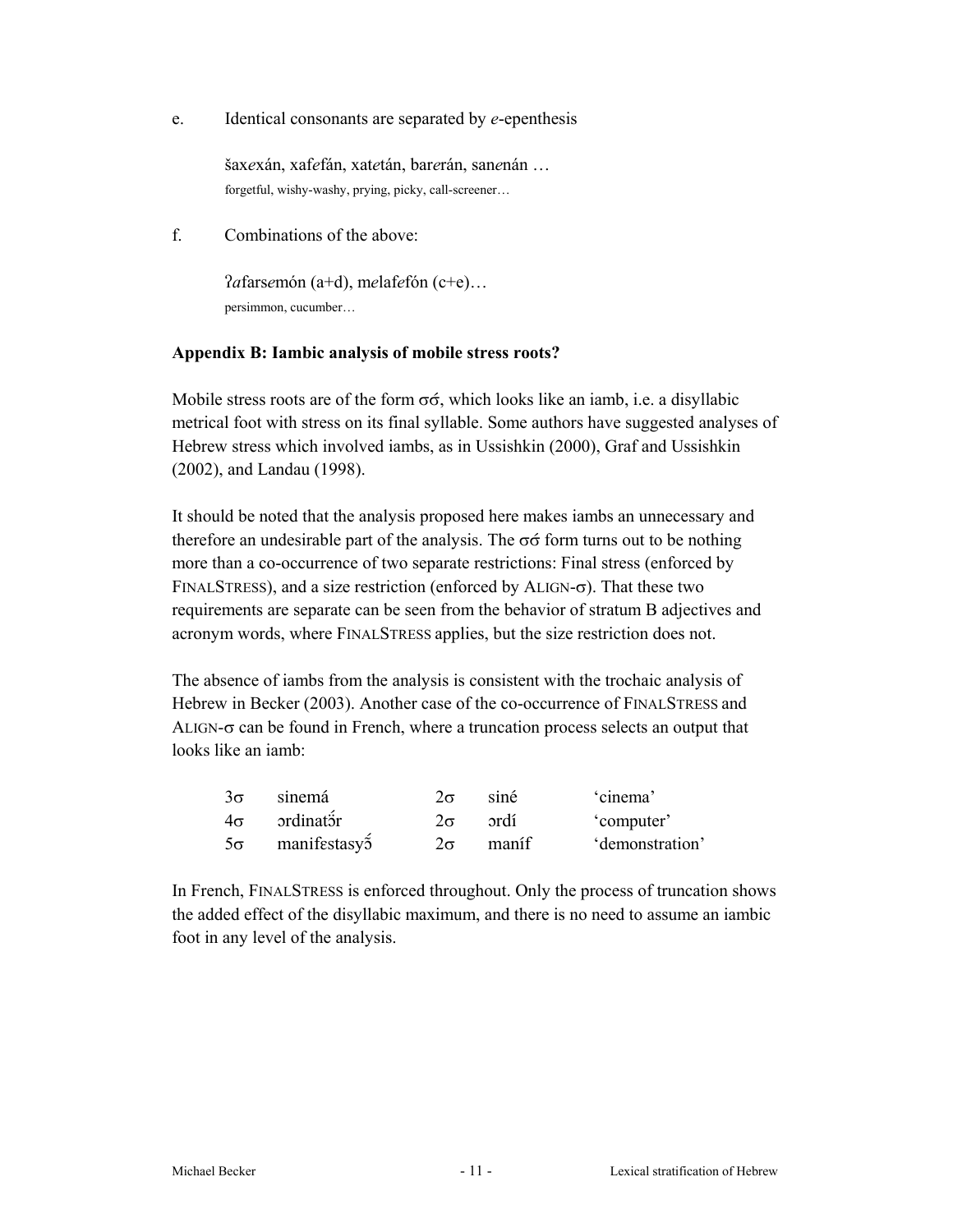e. Identical consonants are separated by *e*-epenthesis

šax*e*xán, xaf*e*fán, xat*e*tán, bar*e*rán, san*e*nán …
forgetful, wishy-washy, prying, picky, call-screener…

f. Combinations of the above:

ʔ*a*fars*e*món (a+d), m*e*laf*e*fón (c+e)…
persimmon, cucumber…

**Appendix B: Iambic analysis of mobile stress roots?**

Mobile stress roots are of the form σσ́, which looks like an iamb, i.e. a disyllabic metrical foot with stress on its final syllable. Some authors have suggested analyses of Hebrew stress which involved iambs, as in Ussishkin (2000), Graf and Ussishkin (2002), and Landau (1998).

It should be noted that the analysis proposed here makes iambs an unnecessary and therefore an undesirable part of the analysis. The σσ́ form turns out to be nothing more than a co-occurrence of two separate restrictions: Final stress (enforced by FINALSTRESS), and a size restriction (enforced by ALIGN-σ). That these two requirements are separate can be seen from the behavior of stratum B adjectives and acronym words, where FINALSTRESS applies, but the size restriction does not.

The absence of iambs from the analysis is consistent with the trochaic analysis of Hebrew in Becker (2003). Another case of the co-occurrence of FINALSTRESS and ALIGN-σ can be found in French, where a truncation process selects an output that looks like an iamb:

| | | | | |
|---|---|---|---|---|
| 3σ | sinemá | 2σ | siné | 'cinema' |
| 4σ | ɔrdinatɔ́r | 2σ | ɔrdí | 'computer' |
| 5σ | manifestasyɔ̃́ | 2σ | maníf | 'demonstration' |

In French, FINALSTRESS is enforced throughout. Only the process of truncation shows the added effect of the disyllabic maximum, and there is no need to assume an iambic foot in any level of the analysis.